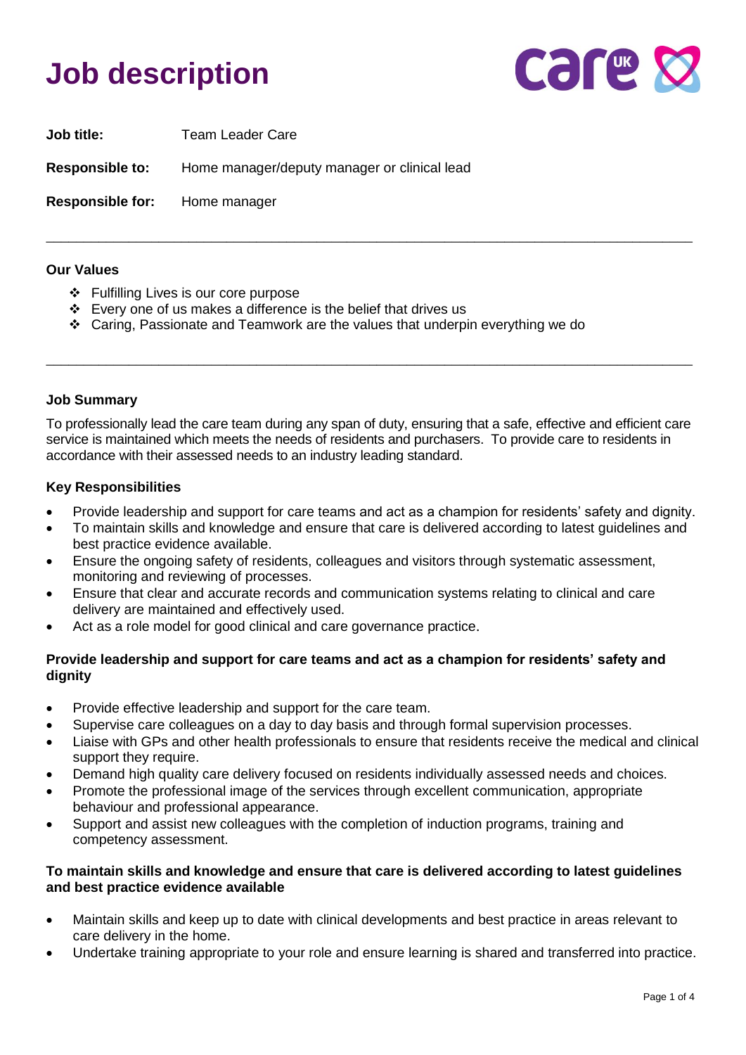# Job description

**Job title:** Team Leader Care

**Responsible to:** Home manager/deputy manager or clinical lead

**Responsible for:** Home manager

---

**Our Values**

- ❖ Fulfilling Lives is our core purpose
- ❖ Every one of us makes a difference is the belief that drives us
- ❖ Caring, Passionate and Teamwork are the values that underpin everything we do

---

**Job Summary**

To professionally lead the care team during any span of duty, ensuring that a safe, effective and efficient care service is maintained which meets the needs of residents and purchasers. To provide care to residents in accordance with their assessed needs to an industry leading standard.

**Key Responsibilities**

- Provide leadership and support for care teams and act as a champion for residents' safety and dignity.
- To maintain skills and knowledge and ensure that care is delivered according to latest guidelines and best practice evidence available.
- Ensure the ongoing safety of residents, colleagues and visitors through systematic assessment, monitoring and reviewing of processes.
- Ensure that clear and accurate records and communication systems relating to clinical and care delivery are maintained and effectively used.
- Act as a role model for good clinical and care governance practice.

**Provide leadership and support for care teams and act as a champion for residents' safety and dignity**

- Provide effective leadership and support for the care team.
- Supervise care colleagues on a day to day basis and through formal supervision processes.
- Liaise with GPs and other health professionals to ensure that residents receive the medical and clinical support they require.
- Demand high quality care delivery focused on residents individually assessed needs and choices.
- Promote the professional image of the services through excellent communication, appropriate behaviour and professional appearance.
- Support and assist new colleagues with the completion of induction programs, training and competency assessment.

**To maintain skills and knowledge and ensure that care is delivered according to latest guidelines and best practice evidence available**

- Maintain skills and keep up to date with clinical developments and best practice in areas relevant to care delivery in the home.
- Undertake training appropriate to your role and ensure learning is shared and transferred into practice.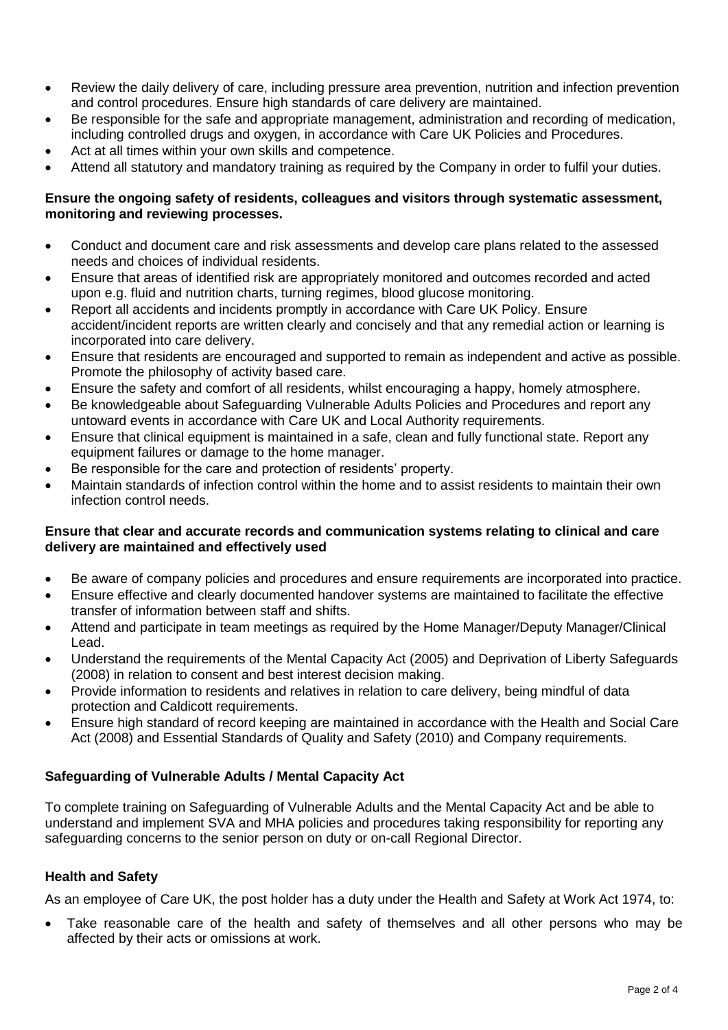- Review the daily delivery of care, including pressure area prevention, nutrition and infection prevention and control procedures. Ensure high standards of care delivery are maintained.
- Be responsible for the safe and appropriate management, administration and recording of medication, including controlled drugs and oxygen, in accordance with Care UK Policies and Procedures.
- Act at all times within your own skills and competence.
- Attend all statutory and mandatory training as required by the Company in order to fulfil your duties.

**Ensure the ongoing safety of residents, colleagues and visitors through systematic assessment, monitoring and reviewing processes.**

- Conduct and document care and risk assessments and develop care plans related to the assessed needs and choices of individual residents.
- Ensure that areas of identified risk are appropriately monitored and outcomes recorded and acted upon e.g. fluid and nutrition charts, turning regimes, blood glucose monitoring.
- Report all accidents and incidents promptly in accordance with Care UK Policy. Ensure accident/incident reports are written clearly and concisely and that any remedial action or learning is incorporated into care delivery.
- Ensure that residents are encouraged and supported to remain as independent and active as possible. Promote the philosophy of activity based care.
- Ensure the safety and comfort of all residents, whilst encouraging a happy, homely atmosphere.
- Be knowledgeable about Safeguarding Vulnerable Adults Policies and Procedures and report any untoward events in accordance with Care UK and Local Authority requirements.
- Ensure that clinical equipment is maintained in a safe, clean and fully functional state. Report any equipment failures or damage to the home manager.
- Be responsible for the care and protection of residents' property.
- Maintain standards of infection control within the home and to assist residents to maintain their own infection control needs.

**Ensure that clear and accurate records and communication systems relating to clinical and care delivery are maintained and effectively used**

- Be aware of company policies and procedures and ensure requirements are incorporated into practice.
- Ensure effective and clearly documented handover systems are maintained to facilitate the effective transfer of information between staff and shifts.
- Attend and participate in team meetings as required by the Home Manager/Deputy Manager/Clinical Lead.
- Understand the requirements of the Mental Capacity Act (2005) and Deprivation of Liberty Safeguards (2008) in relation to consent and best interest decision making.
- Provide information to residents and relatives in relation to care delivery, being mindful of data protection and Caldicott requirements.
- Ensure high standard of record keeping are maintained in accordance with the Health and Social Care Act (2008) and Essential Standards of Quality and Safety (2010) and Company requirements.

**Safeguarding of Vulnerable Adults / Mental Capacity Act**

To complete training on Safeguarding of Vulnerable Adults and the Mental Capacity Act and be able to understand and implement SVA and MHA policies and procedures taking responsibility for reporting any safeguarding concerns to the senior person on duty or on-call Regional Director.

**Health and Safety**

As an employee of Care UK, the post holder has a duty under the Health and Safety at Work Act 1974, to:

- Take reasonable care of the health and safety of themselves and all other persons who may be affected by their acts or omissions at work.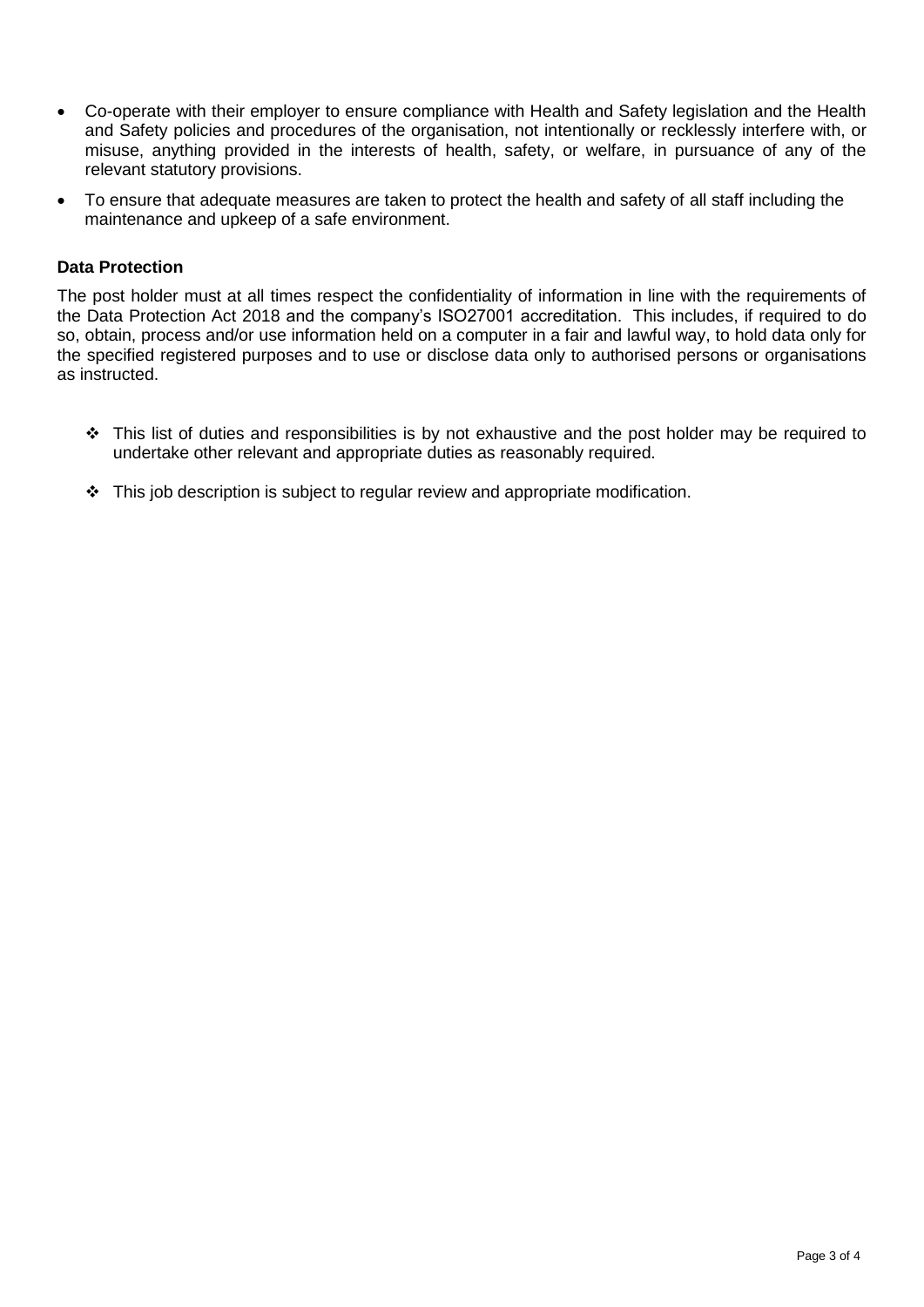- Co-operate with their employer to ensure compliance with Health and Safety legislation and the Health and Safety policies and procedures of the organisation, not intentionally or recklessly interfere with, or misuse, anything provided in the interests of health, safety, or welfare, in pursuance of any of the relevant statutory provisions.
- To ensure that adequate measures are taken to protect the health and safety of all staff including the maintenance and upkeep of a safe environment.

**Data Protection**

The post holder must at all times respect the confidentiality of information in line with the requirements of the Data Protection Act 2018 and the company's ISO27001 accreditation. This includes, if required to do so, obtain, process and/or use information held on a computer in a fair and lawful way, to hold data only for the specified registered purposes and to use or disclose data only to authorised persons or organisations as instructed.

- ❖ This list of duties and responsibilities is by not exhaustive and the post holder may be required to undertake other relevant and appropriate duties as reasonably required.
- ❖ This job description is subject to regular review and appropriate modification.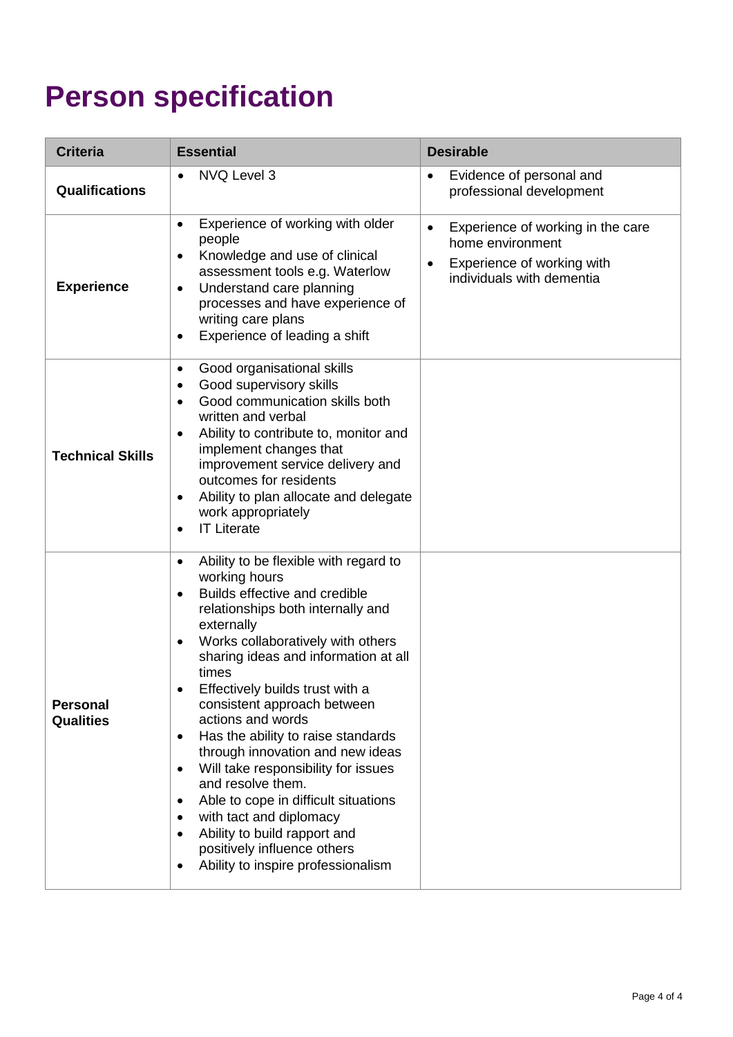# Person specification

| Criteria | Essential | Desirable |
| --- | --- | --- |
| **Qualifications** | • NVQ Level 3 | • Evidence of personal and professional development |
| **Experience** | • Experience of working with older people<br>• Knowledge and use of clinical assessment tools e.g. Waterlow<br>• Understand care planning processes and have experience of writing care plans<br>• Experience of leading a shift | • Experience of working in the care home environment<br>• Experience of working with individuals with dementia |
| **Technical Skills** | • Good organisational skills<br>• Good supervisory skills<br>• Good communication skills both written and verbal<br>• Ability to contribute to, monitor and implement changes that improvement service delivery and outcomes for residents<br>• Ability to plan allocate and delegate work appropriately<br>• IT Literate | |
| **Personal Qualities** | • Ability to be flexible with regard to working hours<br>• Builds effective and credible relationships both internally and externally<br>• Works collaboratively with others sharing ideas and information at all times<br>• Effectively builds trust with a consistent approach between actions and words<br>• Has the ability to raise standards through innovation and new ideas<br>• Will take responsibility for issues and resolve them.<br>• Able to cope in difficult situations<br>• with tact and diplomacy<br>• Ability to build rapport and positively influence others<br>• Ability to inspire professionalism | |